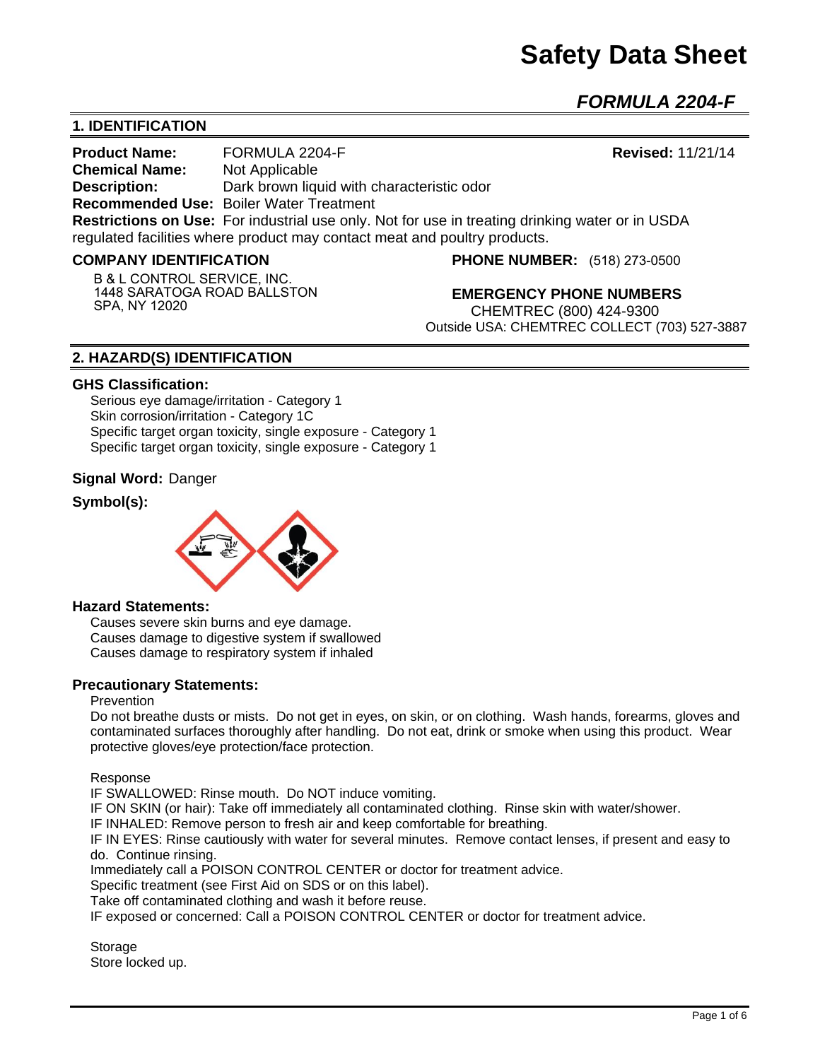# Safety Data Sheet

## *FORMULA 2204-F*

## 1. IDENTIFICATION

**Product Name:** FORMULA 2204-F **Revised:** 11/21/14
**Chemical Name:** Not Applicable
**Description:** Dark brown liquid with characteristic odor
**Recommended Use:** Boiler Water Treatment
**Restrictions on Use:** For industrial use only. Not for use in treating drinking water or in USDA regulated facilities where product may contact meat and poultry products.

**COMPANY IDENTIFICATION**

B & L CONTROL SERVICE, INC.
1448 SARATOGA ROAD BALLSTON SPA, NY 12020

**PHONE NUMBER:** (518) 273-0500

**EMERGENCY PHONE NUMBERS**
CHEMTREC (800) 424-9300
Outside USA: CHEMTREC COLLECT (703) 527-3887

## 2. HAZARD(S) IDENTIFICATION

**GHS Classification:**

Serious eye damage/irritation - Category 1
Skin corrosion/irritation - Category 1C
Specific target organ toxicity, single exposure - Category 1
Specific target organ toxicity, single exposure - Category 1

**Signal Word:** Danger

**Symbol(s):**

**Hazard Statements:**

Causes severe skin burns and eye damage.
Causes damage to digestive system if swallowed
Causes damage to respiratory system if inhaled

**Precautionary Statements:**

Prevention

Do not breathe dusts or mists. Do not get in eyes, on skin, or on clothing. Wash hands, forearms, gloves and contaminated surfaces thoroughly after handling. Do not eat, drink or smoke when using this product. Wear protective gloves/eye protection/face protection.

Response

IF SWALLOWED: Rinse mouth. Do NOT induce vomiting.
IF ON SKIN (or hair): Take off immediately all contaminated clothing. Rinse skin with water/shower.
IF INHALED: Remove person to fresh air and keep comfortable for breathing.
IF IN EYES: Rinse cautiously with water for several minutes. Remove contact lenses, if present and easy to do. Continue rinsing.
Immediately call a POISON CONTROL CENTER or doctor for treatment advice.
Specific treatment (see First Aid on SDS or on this label).
Take off contaminated clothing and wash it before reuse.
IF exposed or concerned: Call a POISON CONTROL CENTER or doctor for treatment advice.

Storage

Store locked up.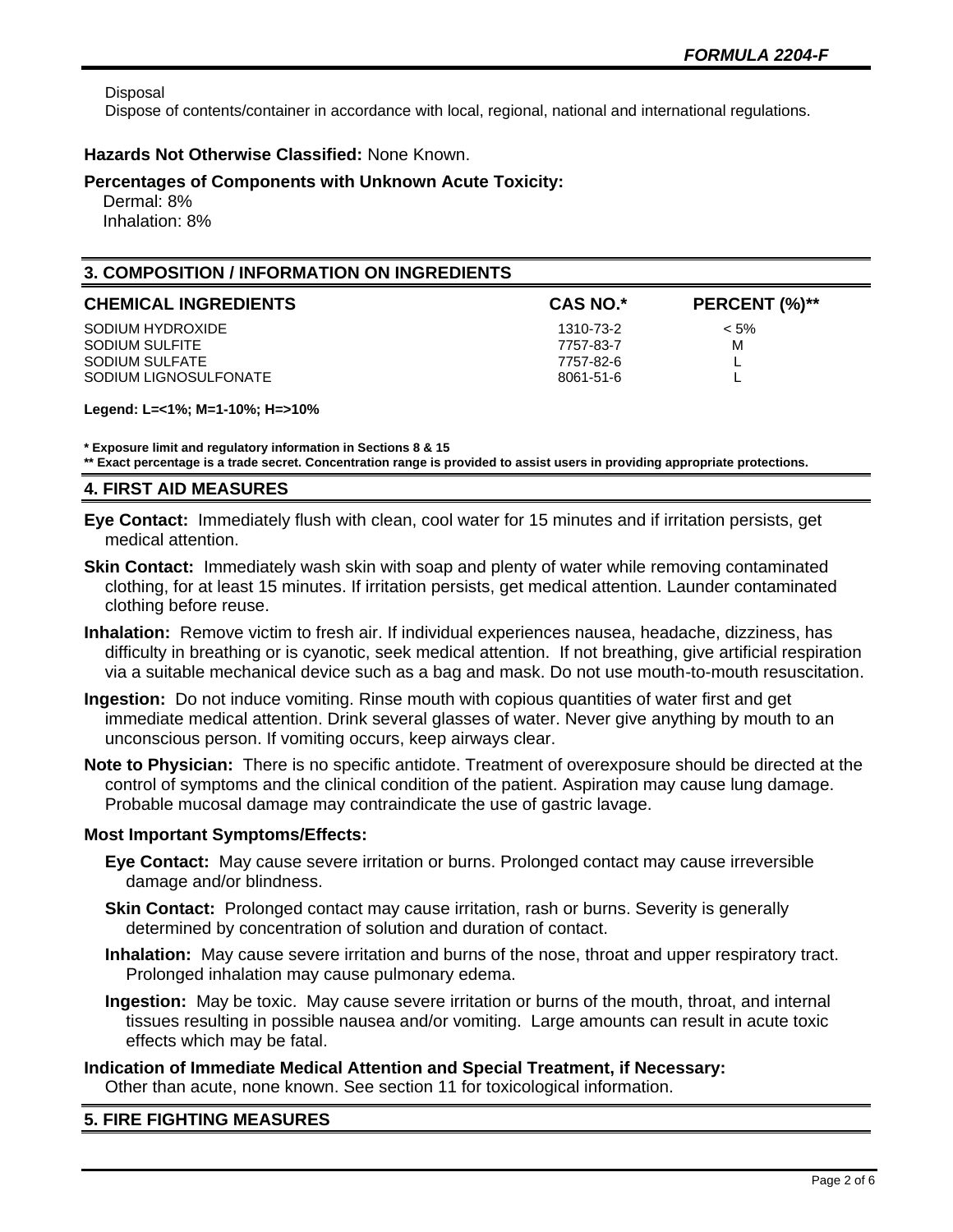Disposal

Dispose of contents/container in accordance with local, regional, national and international regulations.

**Hazards Not Otherwise Classified:** None Known.

**Percentages of Components with Unknown Acute Toxicity:**

Dermal: 8%
Inhalation: 8%

## 3. COMPOSITION / INFORMATION ON INGREDIENTS

| CHEMICAL INGREDIENTS | CAS NO.* | PERCENT (%)** |
|---|---|---|
| SODIUM HYDROXIDE | 1310-73-2 | < 5% |
| SODIUM SULFITE | 7757-83-7 | M |
| SODIUM SULFATE | 7757-82-6 | L |
| SODIUM LIGNOSULFONATE | 8061-51-6 | L |

**Legend: L=<1%; M=1-10%; H=>10%**

**\* Exposure limit and regulatory information in Sections 8 & 15**

**\*\* Exact percentage is a trade secret. Concentration range is provided to assist users in providing appropriate protections.**

## 4. FIRST AID MEASURES

**Eye Contact:** Immediately flush with clean, cool water for 15 minutes and if irritation persists, get medical attention.

**Skin Contact:** Immediately wash skin with soap and plenty of water while removing contaminated clothing, for at least 15 minutes. If irritation persists, get medical attention. Launder contaminated clothing before reuse.

**Inhalation:** Remove victim to fresh air. If individual experiences nausea, headache, dizziness, has difficulty in breathing or is cyanotic, seek medical attention. If not breathing, give artificial respiration via a suitable mechanical device such as a bag and mask. Do not use mouth-to-mouth resuscitation.

**Ingestion:** Do not induce vomiting. Rinse mouth with copious quantities of water first and get immediate medical attention. Drink several glasses of water. Never give anything by mouth to an unconscious person. If vomiting occurs, keep airways clear.

**Note to Physician:** There is no specific antidote. Treatment of overexposure should be directed at the control of symptoms and the clinical condition of the patient. Aspiration may cause lung damage. Probable mucosal damage may contraindicate the use of gastric lavage.

**Most Important Symptoms/Effects:**

**Eye Contact:** May cause severe irritation or burns. Prolonged contact may cause irreversible damage and/or blindness.

**Skin Contact:** Prolonged contact may cause irritation, rash or burns. Severity is generally determined by concentration of solution and duration of contact.

**Inhalation:** May cause severe irritation and burns of the nose, throat and upper respiratory tract. Prolonged inhalation may cause pulmonary edema.

**Ingestion:** May be toxic. May cause severe irritation or burns of the mouth, throat, and internal tissues resulting in possible nausea and/or vomiting. Large amounts can result in acute toxic effects which may be fatal.

**Indication of Immediate Medical Attention and Special Treatment, if Necessary:**
Other than acute, none known. See section 11 for toxicological information.

## 5. FIRE FIGHTING MEASURES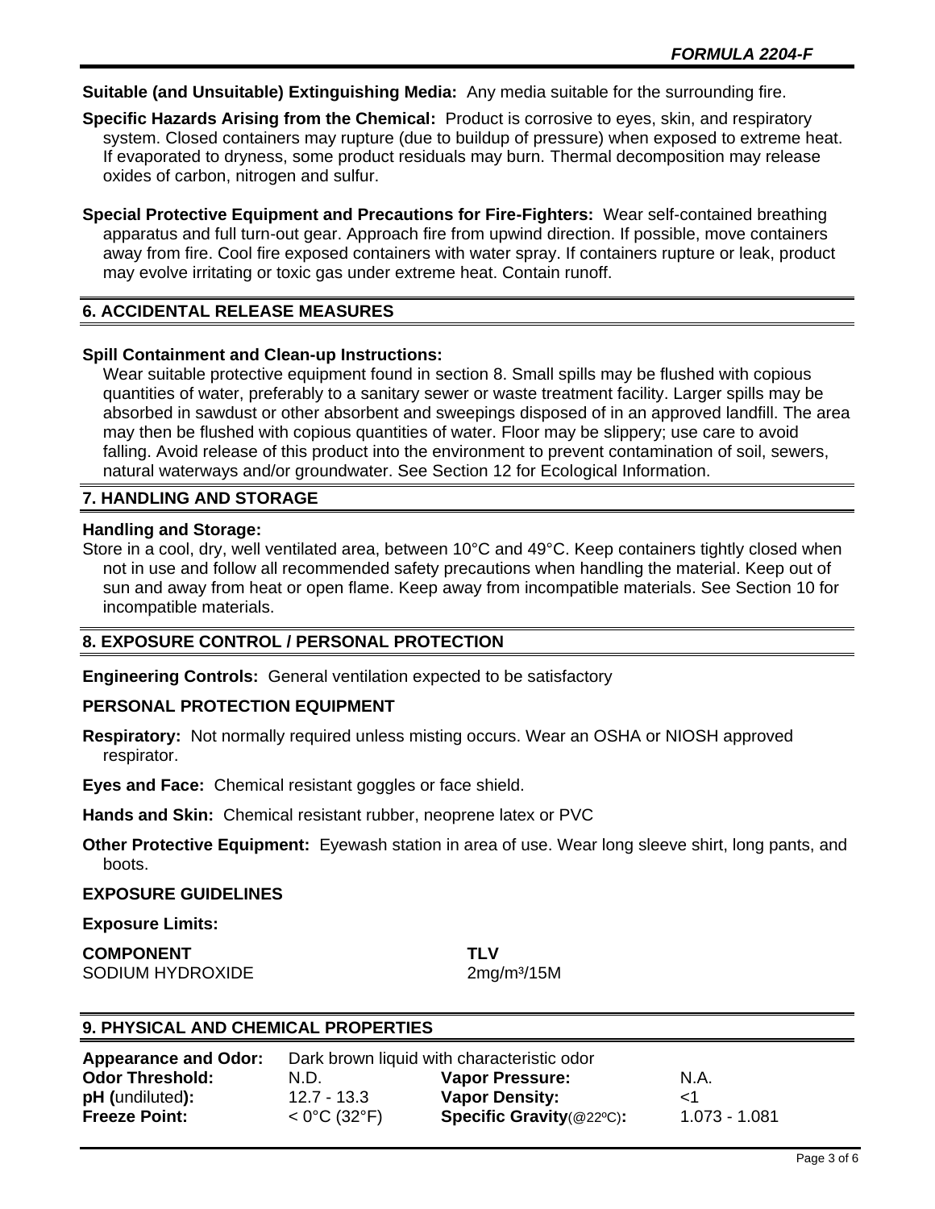**Suitable (and Unsuitable) Extinguishing Media:** Any media suitable for the surrounding fire.

**Specific Hazards Arising from the Chemical:** Product is corrosive to eyes, skin, and respiratory system. Closed containers may rupture (due to buildup of pressure) when exposed to extreme heat. If evaporated to dryness, some product residuals may burn. Thermal decomposition may release oxides of carbon, nitrogen and sulfur.

**Special Protective Equipment and Precautions for Fire-Fighters:** Wear self-contained breathing apparatus and full turn-out gear. Approach fire from upwind direction. If possible, move containers away from fire. Cool fire exposed containers with water spray. If containers rupture or leak, product may evolve irritating or toxic gas under extreme heat. Contain runoff.

## 6. ACCIDENTAL RELEASE MEASURES

**Spill Containment and Clean-up Instructions:**
Wear suitable protective equipment found in section 8. Small spills may be flushed with copious quantities of water, preferably to a sanitary sewer or waste treatment facility. Larger spills may be absorbed in sawdust or other absorbent and sweepings disposed of in an approved landfill. The area may then be flushed with copious quantities of water. Floor may be slippery; use care to avoid falling. Avoid release of this product into the environment to prevent contamination of soil, sewers, natural waterways and/or groundwater. See Section 12 for Ecological Information.

## 7. HANDLING AND STORAGE

**Handling and Storage:**
Store in a cool, dry, well ventilated area, between 10°C and 49°C. Keep containers tightly closed when not in use and follow all recommended safety precautions when handling the material. Keep out of sun and away from heat or open flame. Keep away from incompatible materials. See Section 10 for incompatible materials.

## 8. EXPOSURE CONTROL / PERSONAL PROTECTION

**Engineering Controls:** General ventilation expected to be satisfactory

**PERSONAL PROTECTION EQUIPMENT**

**Respiratory:** Not normally required unless misting occurs. Wear an OSHA or NIOSH approved respirator.

**Eyes and Face:** Chemical resistant goggles or face shield.

**Hands and Skin:** Chemical resistant rubber, neoprene latex or PVC

**Other Protective Equipment:** Eyewash station in area of use. Wear long sleeve shirt, long pants, and boots.

**EXPOSURE GUIDELINES**

**Exposure Limits:**

| COMPONENT | TLV |
| --- | --- |
| SODIUM HYDROXIDE | 2mg/m³/15M |

## 9. PHYSICAL AND CHEMICAL PROPERTIES

**Appearance and Odor:** Dark brown liquid with characteristic odor

| | | | |
| --- | --- | --- | --- |
| **Odor Threshold:** | N.D. | **Vapor Pressure:** | N.A. |
| **pH** (undiluted)**:** | 12.7 - 13.3 | **Vapor Density:** | <1 |
| **Freeze Point:** | < 0°C (32°F) | **Specific Gravity**(@22ºC)**:** | 1.073 - 1.081 |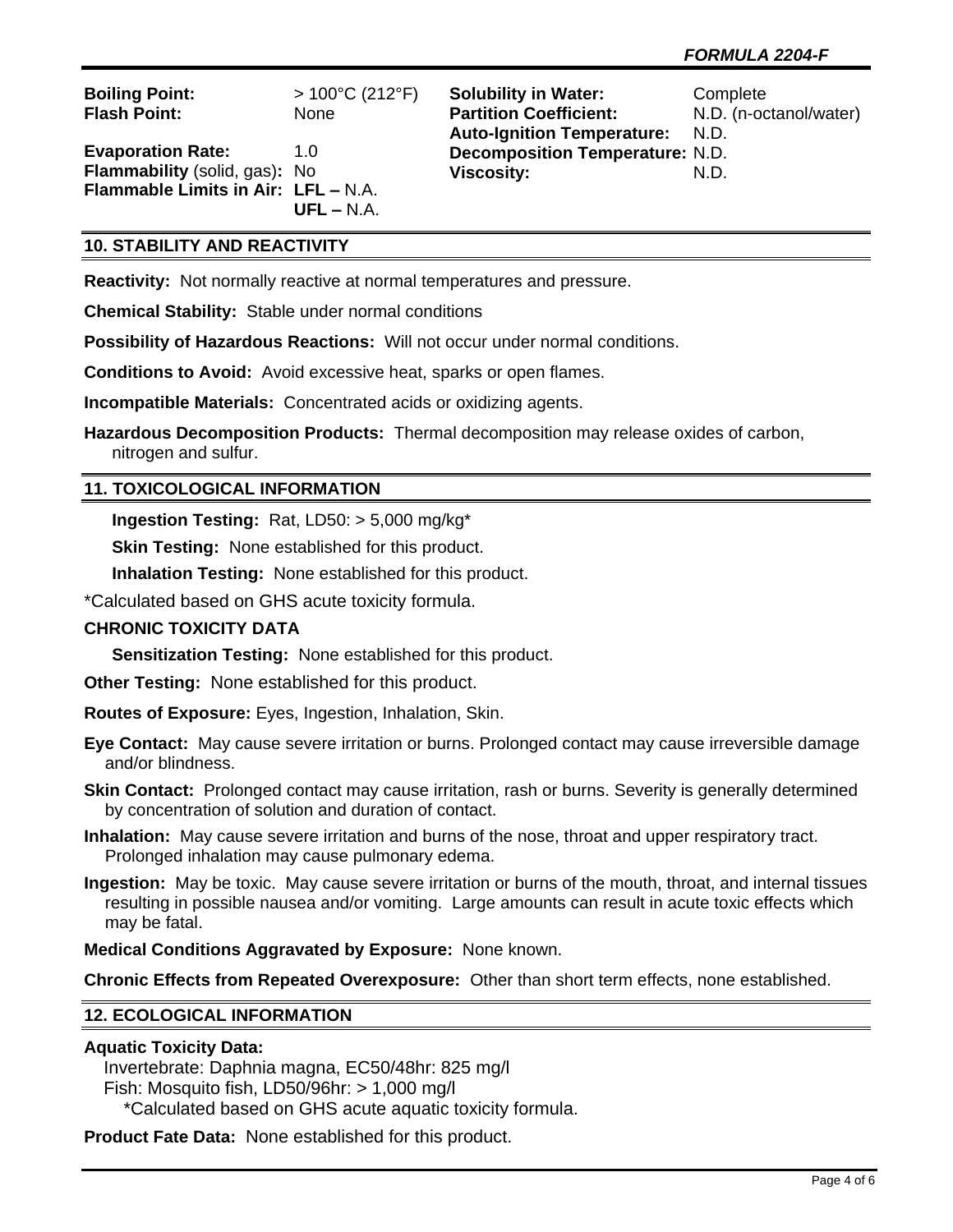| | | | |
|---|---|---|---|
| **Boiling Point:** | > 100°C (212°F) | **Solubility in Water:** | Complete |
| **Flash Point:** | None | **Partition Coefficient:** | N.D. (n-octanol/water) |
| | | **Auto-Ignition Temperature:** | N.D. |
| **Evaporation Rate:** | 1.0 | **Decomposition Temperature:** | N.D. |
| **Flammability** (solid, gas)**:** | No | **Viscosity:** | N.D. |
| **Flammable Limits in Air:** | **LFL –** N.A. **UFL –** N.A. | | |

## 10. STABILITY AND REACTIVITY

**Reactivity:** Not normally reactive at normal temperatures and pressure.

**Chemical Stability:** Stable under normal conditions

**Possibility of Hazardous Reactions:** Will not occur under normal conditions.

**Conditions to Avoid:** Avoid excessive heat, sparks or open flames.

**Incompatible Materials:** Concentrated acids or oxidizing agents.

**Hazardous Decomposition Products:** Thermal decomposition may release oxides of carbon, nitrogen and sulfur.

## 11. TOXICOLOGICAL INFORMATION

**Ingestion Testing:** Rat, LD50: > 5,000 mg/kg*

**Skin Testing:** None established for this product.

**Inhalation Testing:** None established for this product.

*Calculated based on GHS acute toxicity formula.

**CHRONIC TOXICITY DATA**

**Sensitization Testing:** None established for this product.

**Other Testing:** None established for this product.

**Routes of Exposure:** Eyes, Ingestion, Inhalation, Skin.

**Eye Contact:** May cause severe irritation or burns. Prolonged contact may cause irreversible damage and/or blindness.

**Skin Contact:** Prolonged contact may cause irritation, rash or burns. Severity is generally determined by concentration of solution and duration of contact.

**Inhalation:** May cause severe irritation and burns of the nose, throat and upper respiratory tract. Prolonged inhalation may cause pulmonary edema.

**Ingestion:** May be toxic. May cause severe irritation or burns of the mouth, throat, and internal tissues resulting in possible nausea and/or vomiting. Large amounts can result in acute toxic effects which may be fatal.

**Medical Conditions Aggravated by Exposure:** None known.

**Chronic Effects from Repeated Overexposure:** Other than short term effects, none established.

## 12. ECOLOGICAL INFORMATION

**Aquatic Toxicity Data:**

Invertebrate: Daphnia magna, EC50/48hr: 825 mg/l
Fish: Mosquito fish, LD50/96hr: > 1,000 mg/l
*Calculated based on GHS acute aquatic toxicity formula.

**Product Fate Data:** None established for this product.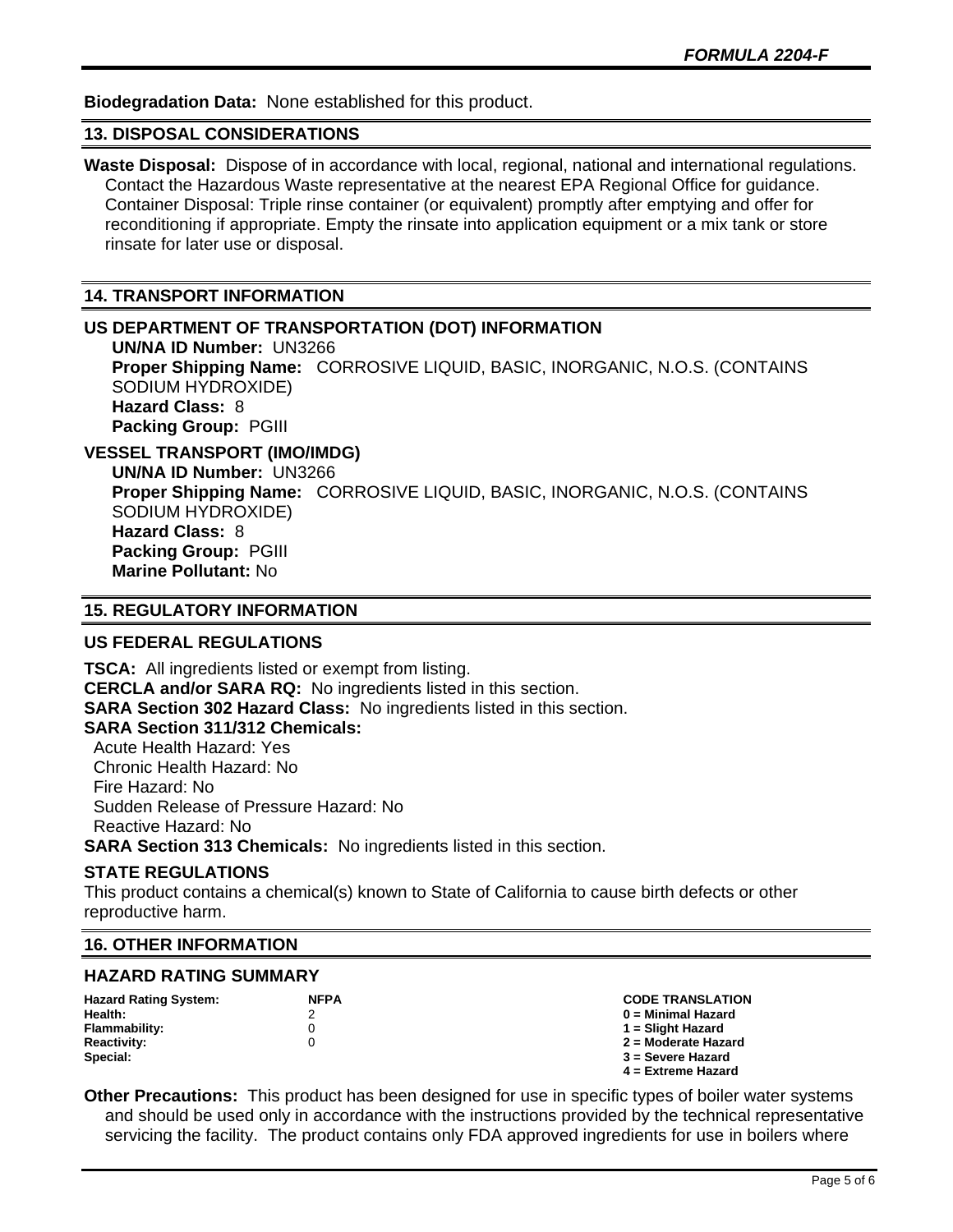**Biodegradation Data:** None established for this product.

## 13. DISPOSAL CONSIDERATIONS

**Waste Disposal:** Dispose of in accordance with local, regional, national and international regulations. Contact the Hazardous Waste representative at the nearest EPA Regional Office for guidance. Container Disposal: Triple rinse container (or equivalent) promptly after emptying and offer for reconditioning if appropriate. Empty the rinsate into application equipment or a mix tank or store rinsate for later use or disposal.

## 14. TRANSPORT INFORMATION

### US DEPARTMENT OF TRANSPORTATION (DOT) INFORMATION

**UN/NA ID Number:** UN3266
**Proper Shipping Name:** CORROSIVE LIQUID, BASIC, INORGANIC, N.O.S. (CONTAINS SODIUM HYDROXIDE)
**Hazard Class:** 8
**Packing Group:** PGIII

### VESSEL TRANSPORT (IMO/IMDG)

**UN/NA ID Number:** UN3266
**Proper Shipping Name:** CORROSIVE LIQUID, BASIC, INORGANIC, N.O.S. (CONTAINS SODIUM HYDROXIDE)
**Hazard Class:** 8
**Packing Group:** PGIII
**Marine Pollutant:** No

## 15. REGULATORY INFORMATION

### US FEDERAL REGULATIONS

**TSCA:** All ingredients listed or exempt from listing.
**CERCLA and/or SARA RQ:** No ingredients listed in this section.
**SARA Section 302 Hazard Class:** No ingredients listed in this section.
**SARA Section 311/312 Chemicals:**
Acute Health Hazard: Yes
Chronic Health Hazard: No
Fire Hazard: No
Sudden Release of Pressure Hazard: No
Reactive Hazard: No
**SARA Section 313 Chemicals:** No ingredients listed in this section.

### STATE REGULATIONS

This product contains a chemical(s) known to State of California to cause birth defects or other reproductive harm.

## 16. OTHER INFORMATION

### HAZARD RATING SUMMARY

| Hazard Rating System: | NFPA | CODE TRANSLATION |
|---|---|---|
| Health: | 2 | 0 = Minimal Hazard |
| Flammability: | 0 | 1 = Slight Hazard |
| Reactivity: | 0 | 2 = Moderate Hazard |
| Special: | | 3 = Severe Hazard |
| | | 4 = Extreme Hazard |

**Other Precautions:** This product has been designed for use in specific types of boiler water systems and should be used only in accordance with the instructions provided by the technical representative servicing the facility. The product contains only FDA approved ingredients for use in boilers where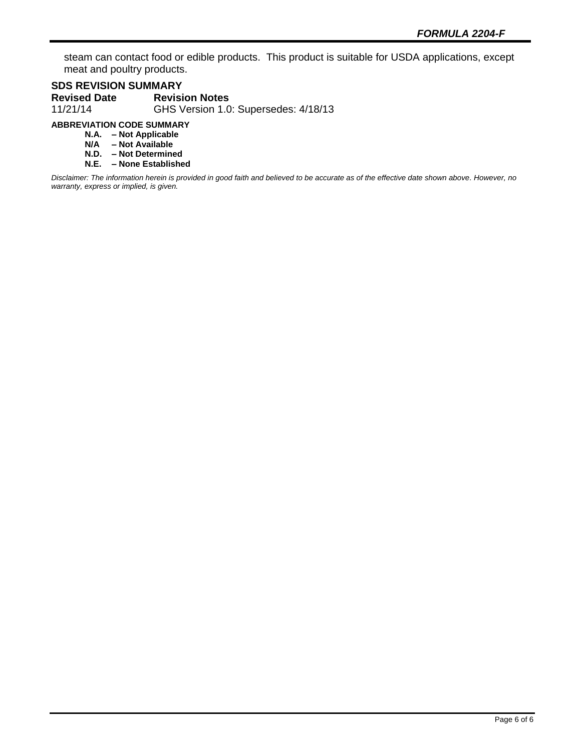steam can contact food or edible products. This product is suitable for USDA applications, except meat and poultry products.

## SDS REVISION SUMMARY

| Revised Date | Revision Notes |
| --- | --- |
| 11/21/14 | GHS Version 1.0: Supersedes: 4/18/13 |

**ABBREVIATION CODE SUMMARY**

- **N.A. – Not Applicable**
- **N/A – Not Available**
- **N.D. – Not Determined**
- **N.E. – None Established**

*Disclaimer: The information herein is provided in good faith and believed to be accurate as of the effective date shown above. However, no warranty, express or implied, is given.*